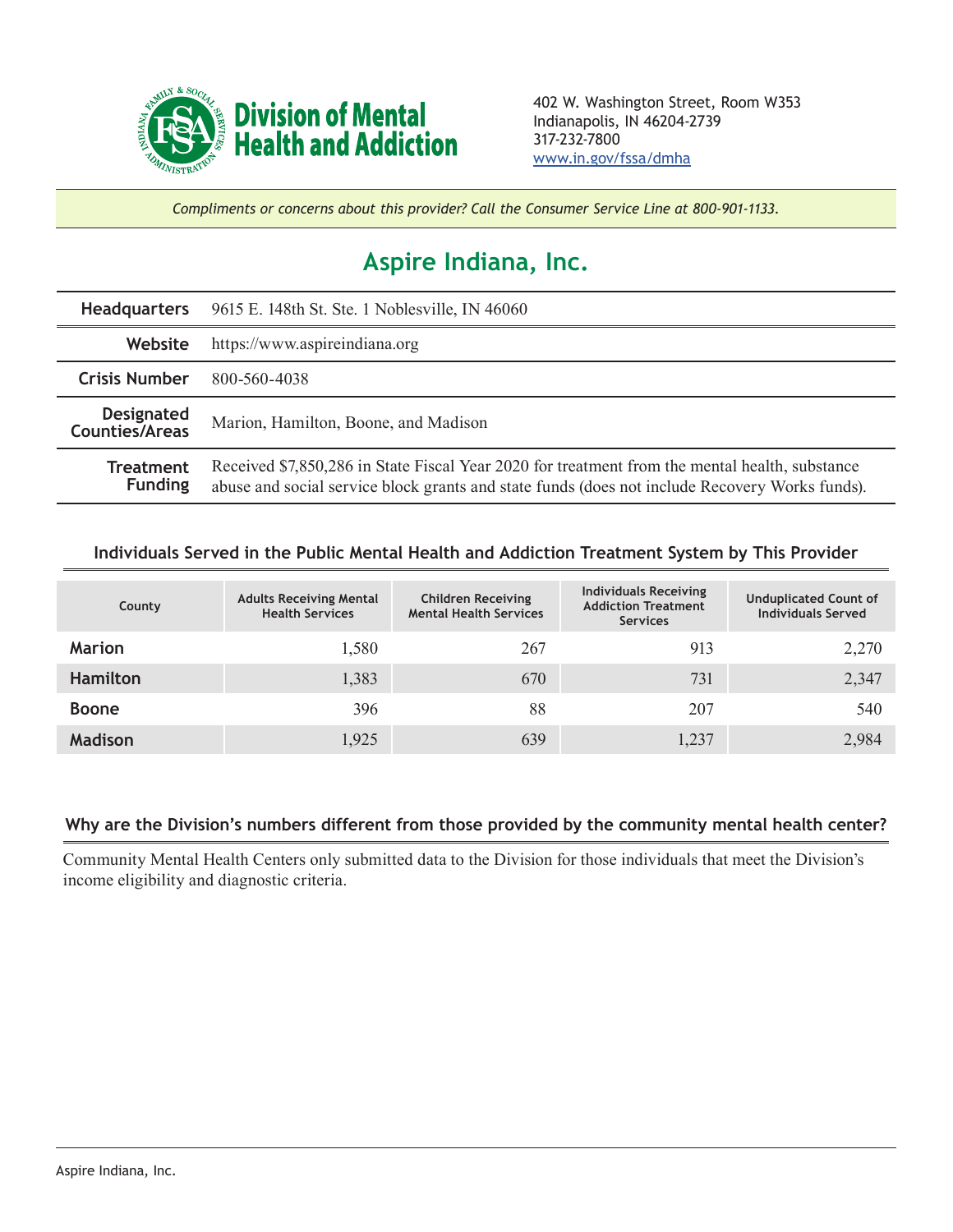**Division of Mental Health and Addiction**

402 W. Washington Street, Room W353
Indianapolis, IN 46204-2739
317-232-7800
www.in.gov/fssa/dmha

*Compliments or concerns about this provider? Call the Consumer Service Line at 800-901-1133.*

# Aspire Indiana, Inc.

| | |
|---|---|
| **Headquarters** | 9615 E. 148th St. Ste. 1 Noblesville, IN 46060 |
| **Website** | https://www.aspireindiana.org |
| **Crisis Number** | 800-560-4038 |
| **Designated Counties/Areas** | Marion, Hamilton, Boone, and Madison |
| **Treatment Funding** | Received $7,850,286 in State Fiscal Year 2020 for treatment from the mental health, substance abuse and social service block grants and state funds (does not include Recovery Works funds). |

## Individuals Served in the Public Mental Health and Addiction Treatment System by This Provider

| County | Adults Receiving Mental Health Services | Children Receiving Mental Health Services | Individuals Receiving Addiction Treatment Services | Unduplicated Count of Individuals Served |
|---|---|---|---|---|
| **Marion** | 1,580 | 267 | 913 | 2,270 |
| **Hamilton** | 1,383 | 670 | 731 | 2,347 |
| **Boone** | 396 | 88 | 207 | 540 |
| **Madison** | 1,925 | 639 | 1,237 | 2,984 |

## Why are the Division's numbers different from those provided by the community mental health center?

Community Mental Health Centers only submitted data to the Division for those individuals that meet the Division's income eligibility and diagnostic criteria.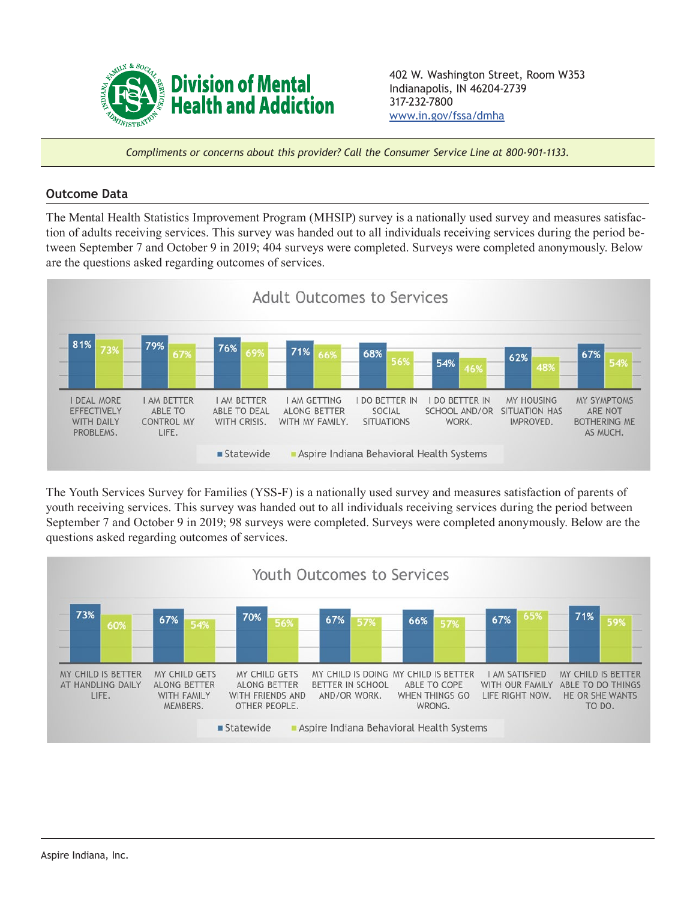Division of Mental Health and Addiction

402 W. Washington Street, Room W353
Indianapolis, IN 46204-2739
317-232-7800
www.in.gov/fssa/dmha

*Compliments or concerns about this provider? Call the Consumer Service Line at 800-901-1133.*

## Outcome Data

The Mental Health Statistics Improvement Program (MHSIP) survey is a nationally used survey and measures satisfaction of adults receiving services. This survey was handed out to all individuals receiving services during the period between September 7 and October 9 in 2019; 404 surveys were completed. Surveys were completed anonymously. Below are the questions asked regarding outcomes of services.

Adult Outcomes to Services

81% 73%
I DEAL MORE EFFECTIVELY WITH DAILY PROBLEMS.

79% 67%
I AM BETTER ABLE TO CONTROL MY LIFE.

76% 69%
I AM BETTER ABLE TO DEAL WITH CRISIS.

71% 66%
I AM GETTING ALONG BETTER WITH MY FAMILY.

68% 56%
I DO BETTER IN SOCIAL SITUATIONS

54% 46%
I DO BETTER IN SCHOOL AND/OR WORK.

62% 48%
MY HOUSING SITUATION HAS IMPROVED.

67% 54%
MY SYMPTOMS ARE NOT BOTHERING ME AS MUCH.

Statewide
Aspire Indiana Behavioral Health Systems

The Youth Services Survey for Families (YSS-F) is a nationally used survey and measures satisfaction of parents of youth receiving services. This survey was handed out to all individuals receiving services during the period between September 7 and October 9 in 2019; 98 surveys were completed. Surveys were completed anonymously. Below are the questions asked regarding outcomes of services.

Youth Outcomes to Services

73% 60%
MY CHILD IS BETTER AT HANDLING DAILY LIFE.

67% 54%
MY CHILD GETS ALONG BETTER WITH FAMILY MEMBERS.

70% 56%
MY CHILD GETS ALONG BETTER WITH FRIENDS AND OTHER PEOPLE.

67% 57%
MY CHILD IS DOING BETTER IN SCHOOL AND/OR WORK.

66% 57%
MY CHILD IS BETTER ABLE TO COPE WHEN THINGS GO WRONG.

67% 65%
I AM SATISFIED WITH OUR FAMILY LIFE RIGHT NOW.

71% 59%
MY CHILD IS BETTER ABLE TO DO THINGS HE OR SHE WANTS TO DO.

Statewide
Aspire Indiana Behavioral Health Systems

Aspire Indiana, Inc.